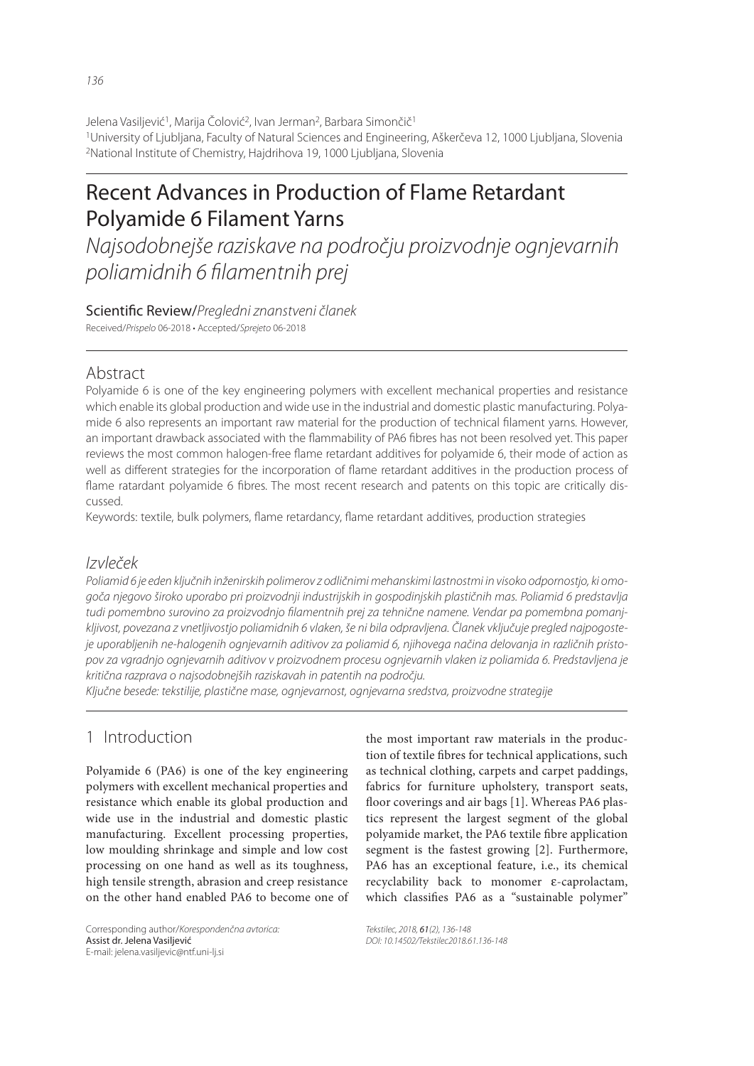Jelena Vasiljević[1], Marija Čolović[2], Ivan Jerman[2], Barbara Simončič[1]

[1]University of Ljubljana, Faculty of Natural Sciences and Engineering, Aškerčeva 12, 1000 Ljubljana, Slovenia
[2]National Institute of Chemistry, Hajdrihova 19, 1000 Ljubljana, Slovenia

# Recent Advances in Production of Flame Retardant Polyamide 6 Filament Yarns

*Najsodobnejše raziskave na področju proizvodnje ognjevarnih poliamidnih 6 filamentnih prej*

Scientific Review/*Pregledni znanstveni članek*

Received/*Prispelo* 06-2018 • Accepted/*Sprejeto* 06-2018

## Abstract

Polyamide 6 is one of the key engineering polymers with excellent mechanical properties and resistance which enable its global production and wide use in the industrial and domestic plastic manufacturing. Polyamide 6 also represents an important raw material for the production of technical filament yarns. However, an important drawback associated with the flammability of PA6 fibres has not been resolved yet. This paper reviews the most common halogen-free flame retardant additives for polyamide 6, their mode of action as well as different strategies for the incorporation of flame retardant additives in the production process of flame ratardant polyamide 6 fibres. The most recent research and patents on this topic are critically discussed.

Keywords: textile, bulk polymers, flame retardancy, flame retardant additives, production strategies

## *Izvleček*

*Poliamid 6 je eden ključnih inženirskih polimerov z odličnimi mehanskimi lastnostmi in visoko odpornostjo, ki omogoča njegovo široko uporabo pri proizvodnji industrijskih in gospodinjskih plastičnih mas. Poliamid 6 predstavlja tudi pomembno surovino za proizvodnjo filamentnih prej za tehnične namene. Vendar pa pomembna pomanjkljivost, povezana z vnetljivostjo poliamidnih 6 vlaken, še ni bila odpravljena. Članek vključuje pregled najpogosteje uporabljenih ne-halogenih ognjevarnih aditivov za poliamid 6, njihovega načina delovanja in različnih pristopov za vgradnjo ognjevarnih aditivov v proizvodnem procesu ognjevarnih vlaken iz poliamida 6. Predstavljena je kritična razprava o najsodobnejših raziskavah in patentih na področju.*

*Ključne besede: tekstilije, plastične mase, ognjevarnost, ognjevarna sredstva, proizvodne strategije*

## 1 Introduction

Polyamide 6 (PA6) is one of the key engineering polymers with excellent mechanical properties and resistance which enable its global production and wide use in the industrial and domestic plastic manufacturing. Excellent processing properties, low moulding shrinkage and simple and low cost processing on one hand as well as its toughness, high tensile strength, abrasion and creep resistance on the other hand enabled PA6 to become one of the most important raw materials in the production of textile fibres for technical applications, such as technical clothing, carpets and carpet paddings, fabrics for furniture upholstery, transport seats, floor coverings and air bags [1]. Whereas PA6 plastics represent the largest segment of the global polyamide market, the PA6 textile fibre application segment is the fastest growing [2]. Furthermore, PA6 has an exceptional feature, i.e., its chemical recyclability back to monomer ε-caprolactam, which classifies PA6 as a "sustainable polymer"

Corresponding author/*Korespondenčna avtorica:*
Assist dr. Jelena Vasiljević
E-mail: jelena.vasiljevic@ntf.uni-lj.si

*Tekstilec, 2018, 61(2), 136-148*
*DOI: 10.14502/Tekstilec2018.61.136-148*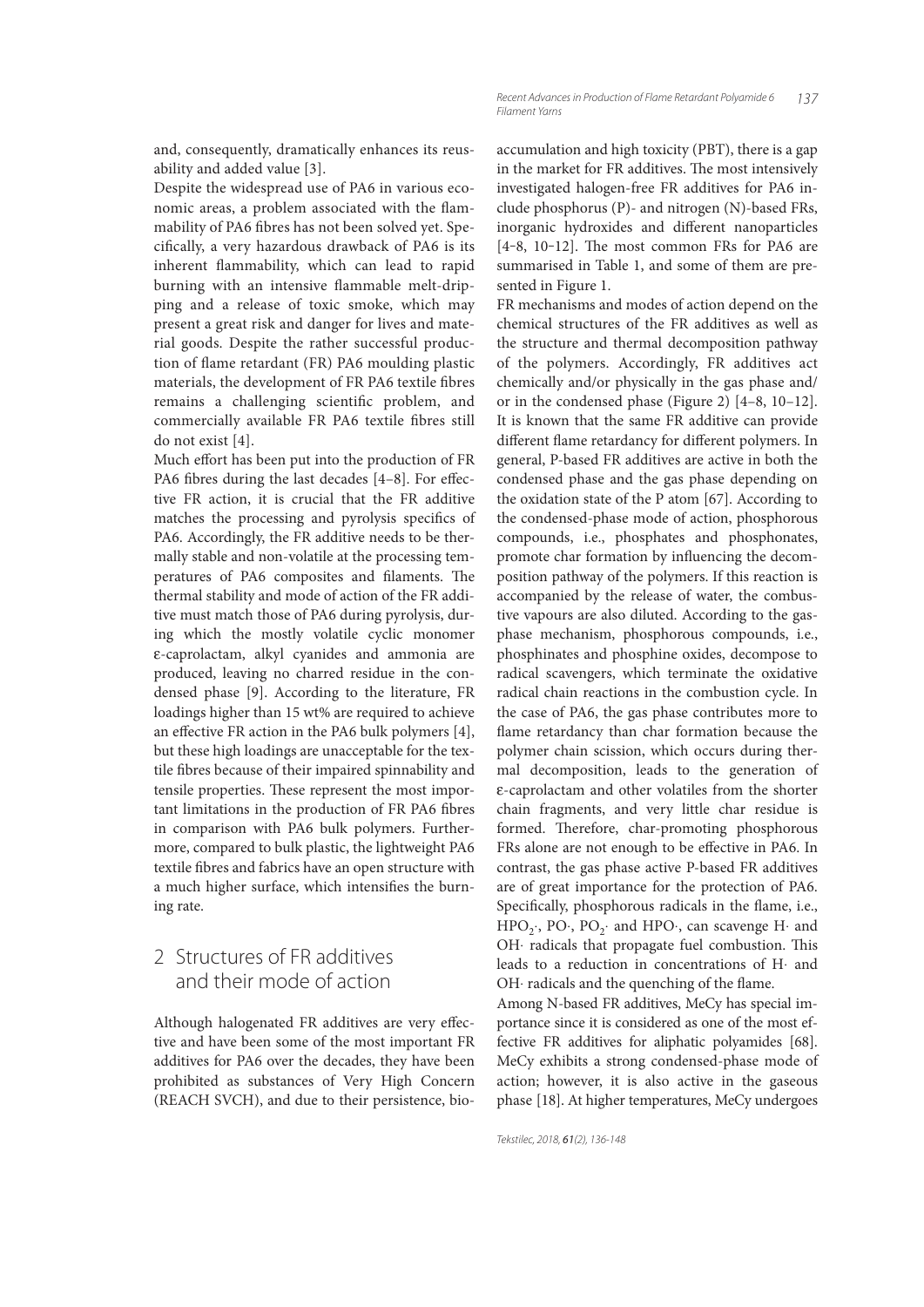and, consequently, dramatically enhances its reusability and added value [3].

Despite the widespread use of PA6 in various economic areas, a problem associated with the flammability of PA6 fibres has not been solved yet. Specifically, a very hazardous drawback of PA6 is its inherent flammability, which can lead to rapid burning with an intensive flammable melt-dripping and a release of toxic smoke, which may present a great risk and danger for lives and material goods. Despite the rather successful production of flame retardant (FR) PA6 moulding plastic materials, the development of FR PA6 textile fibres remains a challenging scientific problem, and commercially available FR PA6 textile fibres still do not exist [4].

Much effort has been put into the production of FR PA6 fibres during the last decades [4–8]. For effective FR action, it is crucial that the FR additive matches the processing and pyrolysis specifics of PA6. Accordingly, the FR additive needs to be thermally stable and non-volatile at the processing temperatures of PA6 composites and filaments. The thermal stability and mode of action of the FR additive must match those of PA6 during pyrolysis, during which the mostly volatile cyclic monomer ε-caprolactam, alkyl cyanides and ammonia are produced, leaving no charred residue in the condensed phase [9]. According to the literature, FR loadings higher than 15 wt% are required to achieve an effective FR action in the PA6 bulk polymers [4], but these high loadings are unacceptable for the textile fibres because of their impaired spinnability and tensile properties. These represent the most important limitations in the production of FR PA6 fibres in comparison with PA6 bulk polymers. Furthermore, compared to bulk plastic, the lightweight PA6 textile fibres and fabrics have an open structure with a much higher surface, which intensifies the burning rate.

## 2 Structures of FR additives and their mode of action

Although halogenated FR additives are very effective and have been some of the most important FR additives for PA6 over the decades, they have been prohibited as substances of Very High Concern (REACH SVCH), and due to their persistence, bioaccumulation and high toxicity (PBT), there is a gap in the market for FR additives. The most intensively investigated halogen-free FR additives for PA6 include phosphorus (P)- and nitrogen (N)-based FRs, inorganic hydroxides and different nanoparticles [4–8, 10–12]. The most common FRs for PA6 are summarised in Table 1, and some of them are presented in Figure 1.

FR mechanisms and modes of action depend on the chemical structures of the FR additives as well as the structure and thermal decomposition pathway of the polymers. Accordingly, FR additives act chemically and/or physically in the gas phase and/or in the condensed phase (Figure 2) [4–8, 10–12]. It is known that the same FR additive can provide different flame retardancy for different polymers. In general, P-based FR additives are active in both the condensed phase and the gas phase depending on the oxidation state of the P atom [67]. According to the condensed-phase mode of action, phosphorous compounds, i.e., phosphates and phosphonates, promote char formation by influencing the decomposition pathway of the polymers. If this reaction is accompanied by the release of water, the combustive vapours are also diluted. According to the gas-phase mechanism, phosphorous compounds, i.e., phosphinates and phosphine oxides, decompose to radical scavengers, which terminate the oxidative radical chain reactions in the combustion cycle. In the case of PA6, the gas phase contributes more to flame retardancy than char formation because the polymer chain scission, which occurs during thermal decomposition, leads to the generation of ε-caprolactam and other volatiles from the shorter chain fragments, and very little char residue is formed. Therefore, char-promoting phosphorous FRs alone are not enough to be effective in PA6. In contrast, the gas phase active P-based FR additives are of great importance for the protection of PA6. Specifically, phosphorous radicals in the flame, i.e., $HPO_2\cdot$, $PO\cdot$, $PO_2\cdot$ and $HPO\cdot$, can scavenge $H\cdot$ and $OH\cdot$ radicals that propagate fuel combustion. This leads to a reduction in concentrations of $H\cdot$ and $OH\cdot$ radicals and the quenching of the flame.

Among N-based FR additives, MeCy has special importance since it is considered as one of the most effective FR additives for aliphatic polyamides [68]. MeCy exhibits a strong condensed-phase mode of action; however, it is also active in the gaseous phase [18]. At higher temperatures, MeCy undergoes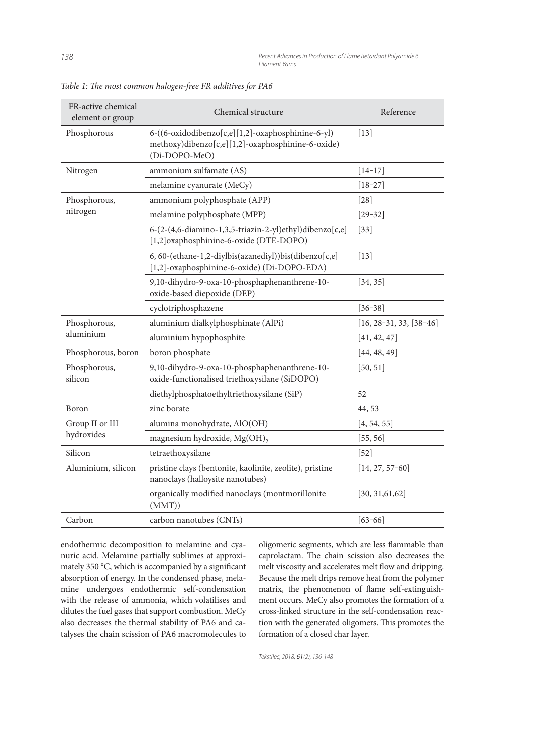*Table 1: The most common halogen-free FR additives for PA6*

| FR-active chemical element or group | Chemical structure | Reference |
|---|---|---|
| Phosphorous | 6-((6-oxidodibenzo[c,e][1,2]-oxaphosphinine-6-yl) methoxy)dibenzo[c,e][1,2]-oxaphosphinine-6-oxide) (Di-DOPO-MeO) | [13] |
| Nitrogen | ammonium sulfamate (AS) | [14–17] |
| | melamine cyanurate (MeCy) | [18–27] |
| Phosphorous, nitrogen | ammonium polyphosphate (APP) | [28] |
| | melamine polyphosphate (MPP) | [29–32] |
| | 6-(2-(4,6-diamino-1,3,5-triazin-2-yl)ethyl)dibenzo[c,e][1,2]oxaphosphinine-6-oxide (DTE-DOPO) | [33] |
| | 6, 60-(ethane-1,2-diylbis(azanediyl))bis(dibenzo[c,e][1,2]-oxaphosphinine-6-oxide) (Di-DOPO-EDA) | [13] |
| | 9,10-dihydro-9-oxa-10-phosphaphenanthrene-10-oxide-based diepoxide (DEP) | [34, 35] |
| | cyclotriphosphazene | [36–38] |
| Phosphorous, aluminium | aluminium dialkylphosphinate (AlPi) | [16, 28–31, 33, [38–46] |
| | aluminium hypophosphite | [41, 42, 47] |
| Phosphorous, boron | boron phosphate | [44, 48, 49] |
| Phosphorous, silicon | 9,10-dihydro-9-oxa-10-phosphaphenanthrene-10-oxide-functionalised triethoxysilane (SiDOPO) | [50, 51] |
| | diethylphosphatoethyltriethoxysilane (SiP) | 52 |
| Boron | zinc borate | 44, 53 |
| Group II or III hydroxides | alumina monohydrate, AlO(OH) | [4, 54, 55] |
| | magnesium hydroxide, $Mg(OH)_2$ | [55, 56] |
| Silicon | tetraethoxysilane | [52] |
| Aluminium, silicon | pristine clays (bentonite, kaolinite, zeolite), pristine nanoclays (halloysite nanotubes) | [14, 27, 57–60] |
| | organically modified nanoclays (montmorillonite (MMT)) | [30, 31,61,62] |
| Carbon | carbon nanotubes (CNTs) | [63–66] |

endothermic decomposition to melamine and cyanuric acid. Melamine partially sublimes at approximately 350 °C, which is accompanied by a significant absorption of energy. In the condensed phase, melamine undergoes endothermic self-condensation with the release of ammonia, which volatilises and dilutes the fuel gases that support combustion. MeCy also decreases the thermal stability of PA6 and catalyses the chain scission of PA6 macromolecules to oligomeric segments, which are less flammable than caprolactam. The chain scission also decreases the melt viscosity and accelerates melt flow and dripping. Because the melt drips remove heat from the polymer matrix, the phenomenon of flame self-extinguishment occurs. MeCy also promotes the formation of a cross-linked structure in the self-condensation reaction with the generated oligomers. This promotes the formation of a closed char layer.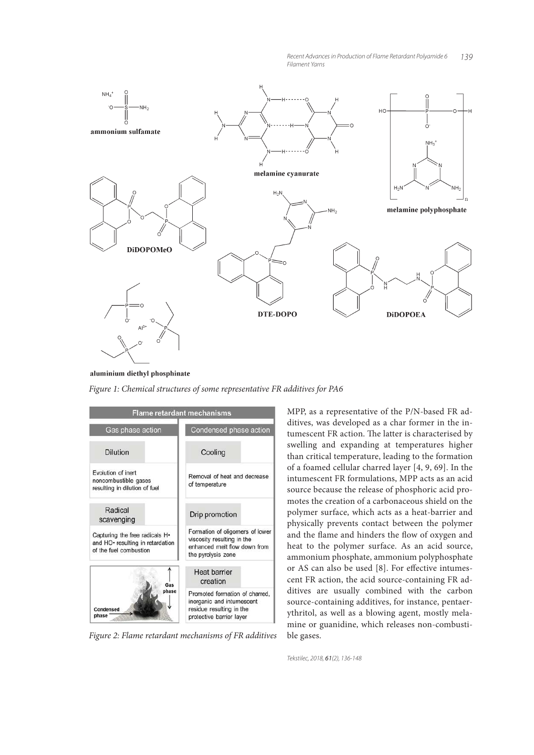Figure 1: Chemical structures of some representative FR additives for PA6

| Flame retardant mechanisms | |
|---|---|
| **Gas phase action** | **Condensed phase action** |
| Dilution | Cooling |
| Evolution of inert noncombustible gases resulting in dilution of fuel | Removal of heat and decrease of temperature |
| Radical scavenging | Drip promotion |
| Capturing the free radicals H• and HO• resulting in retardation of the fuel combustion | Formation of oligomers of lower viscosity resulting in the enhanced melt flow down from the pyrolysis zone |
| | Heat barrier creation |
| | Promoted formation of charred, inorganic and intumescent residue resulting in the protective barrier layer |

Figure 2: Flame retardant mechanisms of FR additives

MPP, as a representative of the P/N-based FR additives, was developed as a char former in the intumescent FR action. The latter is characterised by swelling and expanding at temperatures higher than critical temperature, leading to the formation of a foamed cellular charred layer [4, 9, 69]. In the intumescent FR formulations, MPP acts as an acid source because the release of phosphoric acid promotes the creation of a carbonaceous shield on the polymer surface, which acts as a heat-barrier and physically prevents contact between the polymer and the flame and hinders the flow of oxygen and heat to the polymer surface. As an acid source, ammonium phosphate, ammonium polyphosphate or AS can also be used [8]. For effective intumescent FR action, the acid source-containing FR additives are usually combined with the carbon source-containing additives, for instance, pentaerythritol, as well as a blowing agent, mostly melamine or guanidine, which releases non-combustible gases.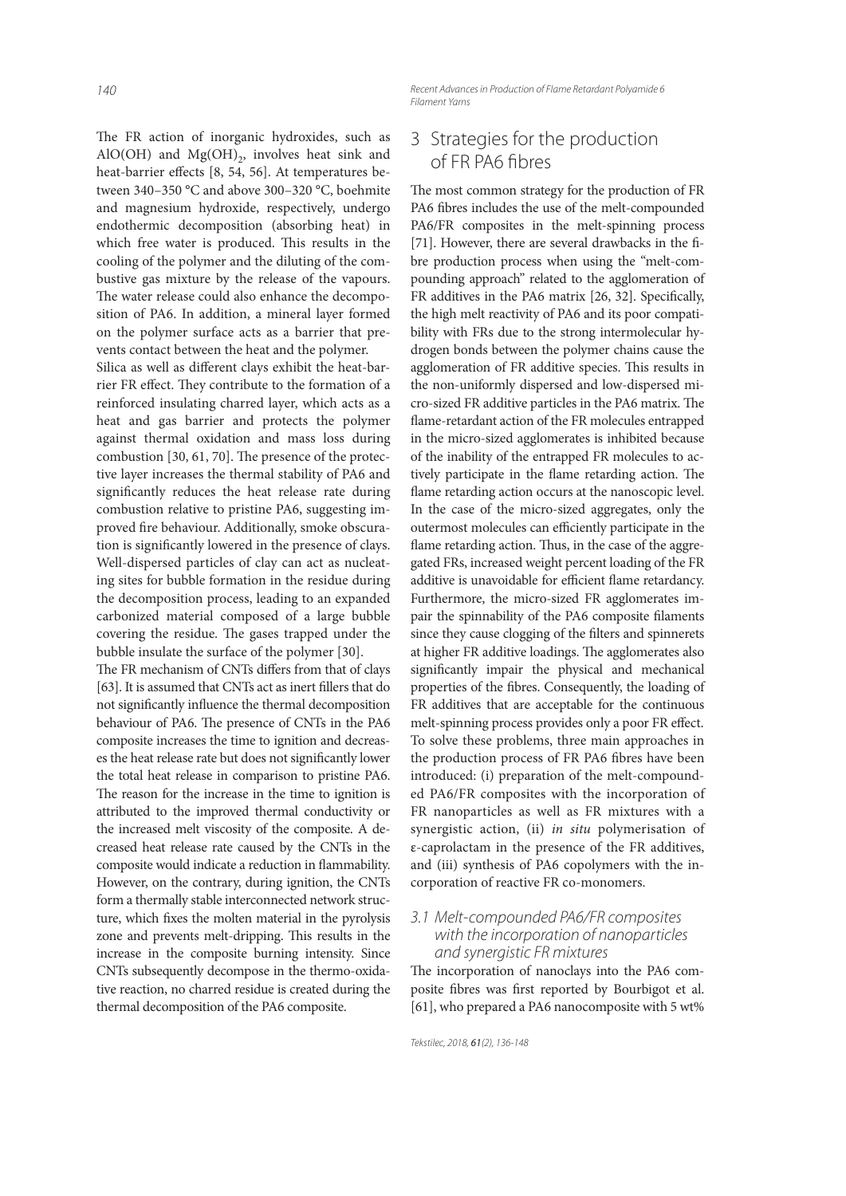The FR action of inorganic hydroxides, such as $AlO(OH)$ and $Mg(OH)_2$, involves heat sink and heat-barrier effects [8, 54, 56]. At temperatures between 340–350 °C and above 300–320 °C, boehmite and magnesium hydroxide, respectively, undergo endothermic decomposition (absorbing heat) in which free water is produced. This results in the cooling of the polymer and the diluting of the combustive gas mixture by the release of the vapours. The water release could also enhance the decomposition of PA6. In addition, a mineral layer formed on the polymer surface acts as a barrier that prevents contact between the heat and the polymer.

Silica as well as different clays exhibit the heat-barrier FR effect. They contribute to the formation of a reinforced insulating charred layer, which acts as a heat and gas barrier and protects the polymer against thermal oxidation and mass loss during combustion [30, 61, 70]. The presence of the protective layer increases the thermal stability of PA6 and significantly reduces the heat release rate during combustion relative to pristine PA6, suggesting improved fire behaviour. Additionally, smoke obscuration is significantly lowered in the presence of clays. Well-dispersed particles of clay can act as nucleating sites for bubble formation in the residue during the decomposition process, leading to an expanded carbonized material composed of a large bubble covering the residue. The gases trapped under the bubble insulate the surface of the polymer [30].

The FR mechanism of CNTs differs from that of clays [63]. It is assumed that CNTs act as inert fillers that do not significantly influence the thermal decomposition behaviour of PA6. The presence of CNTs in the PA6 composite increases the time to ignition and decreases the heat release rate but does not significantly lower the total heat release in comparison to pristine PA6. The reason for the increase in the time to ignition is attributed to the improved thermal conductivity or the increased melt viscosity of the composite. A decreased heat release rate caused by the CNTs in the composite would indicate a reduction in flammability. However, on the contrary, during ignition, the CNTs form a thermally stable interconnected network structure, which fixes the molten material in the pyrolysis zone and prevents melt-dripping. This results in the increase in the composite burning intensity. Since CNTs subsequently decompose in the thermo-oxidative reaction, no charred residue is created during the thermal decomposition of the PA6 composite.

## 3 Strategies for the production of FR PA6 fibres

The most common strategy for the production of FR PA6 fibres includes the use of the melt-compounded PA6/FR composites in the melt-spinning process [71]. However, there are several drawbacks in the fibre production process when using the "melt-compounding approach" related to the agglomeration of FR additives in the PA6 matrix [26, 32]. Specifically, the high melt reactivity of PA6 and its poor compatibility with FRs due to the strong intermolecular hydrogen bonds between the polymer chains cause the agglomeration of FR additive species. This results in the non-uniformly dispersed and low-dispersed micro-sized FR additive particles in the PA6 matrix. The flame-retardant action of the FR molecules entrapped in the micro-sized agglomerates is inhibited because of the inability of the entrapped FR molecules to actively participate in the flame retarding action. The flame retarding action occurs at the nanoscopic level. In the case of the micro-sized aggregates, only the outermost molecules can efficiently participate in the flame retarding action. Thus, in the case of the aggregated FRs, increased weight percent loading of the FR additive is unavoidable for efficient flame retardancy. Furthermore, the micro-sized FR agglomerates impair the spinnability of the PA6 composite filaments since they cause clogging of the filters and spinnerets at higher FR additive loadings. The agglomerates also significantly impair the physical and mechanical properties of the fibres. Consequently, the loading of FR additives that are acceptable for the continuous melt-spinning process provides only a poor FR effect. To solve these problems, three main approaches in the production process of FR PA6 fibres have been introduced: (i) preparation of the melt-compounded PA6/FR composites with the incorporation of FR nanoparticles as well as FR mixtures with a synergistic action, (ii) *in situ* polymerisation of ε-caprolactam in the presence of the FR additives, and (iii) synthesis of PA6 copolymers with the incorporation of reactive FR co-monomers.

### 3.1 Melt-compounded PA6/FR composites with the incorporation of nanoparticles and synergistic FR mixtures

The incorporation of nanoclays into the PA6 composite fibres was first reported by Bourbigot et al. [61], who prepared a PA6 nanocomposite with 5 wt%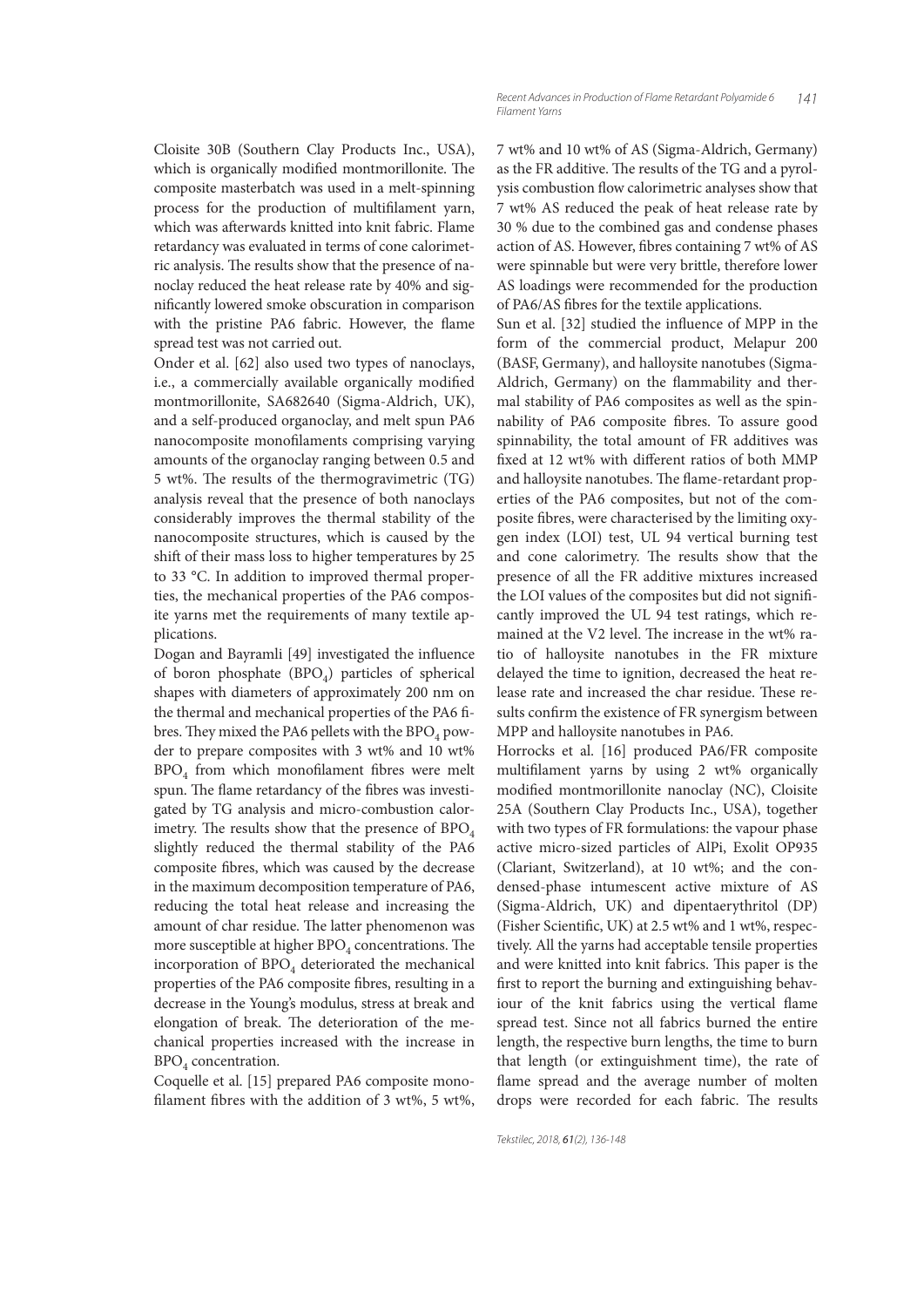Cloisite 30B (Southern Clay Products Inc., USA), which is organically modified montmorillonite. The composite masterbatch was used in a melt-spinning process for the production of multifilament yarn, which was afterwards knitted into knit fabric. Flame retardancy was evaluated in terms of cone calorimetric analysis. The results show that the presence of nanoclay reduced the heat release rate by 40% and significantly lowered smoke obscuration in comparison with the pristine PA6 fabric. However, the flame spread test was not carried out.

Onder et al. [62] also used two types of nanoclays, i.e., a commercially available organically modified montmorillonite, SA682640 (Sigma-Aldrich, UK), and a self-produced organoclay, and melt spun PA6 nanocomposite monofilaments comprising varying amounts of the organoclay ranging between 0.5 and 5 wt%. The results of the thermogravimetric (TG) analysis reveal that the presence of both nanoclays considerably improves the thermal stability of the nanocomposite structures, which is caused by the shift of their mass loss to higher temperatures by 25 to 33 °C. In addition to improved thermal properties, the mechanical properties of the PA6 composite yarns met the requirements of many textile applications.

Dogan and Bayramli [49] investigated the influence of boron phosphate ($BPO_4$) particles of spherical shapes with diameters of approximately 200 nm on the thermal and mechanical properties of the PA6 fibres. They mixed the PA6 pellets with the $BPO_4$ powder to prepare composites with 3 wt% and 10 wt% $BPO_4$ from which monofilament fibres were melt spun. The flame retardancy of the fibres was investigated by TG analysis and micro-combustion calorimetry. The results show that the presence of $BPO_4$ slightly reduced the thermal stability of the PA6 composite fibres, which was caused by the decrease in the maximum decomposition temperature of PA6, reducing the total heat release and increasing the amount of char residue. The latter phenomenon was more susceptible at higher $BPO_4$ concentrations. The incorporation of $BPO_4$ deteriorated the mechanical properties of the PA6 composite fibres, resulting in a decrease in the Young's modulus, stress at break and elongation of break. The deterioration of the mechanical properties increased with the increase in $BPO_4$ concentration.

Coquelle et al. [15] prepared PA6 composite monofilament fibres with the addition of 3 wt%, 5 wt%, 7 wt% and 10 wt% of AS (Sigma-Aldrich, Germany) as the FR additive. The results of the TG and a pyrolysis combustion flow calorimetric analyses show that 7 wt% AS reduced the peak of heat release rate by 30 % due to the combined gas and condense phases action of AS. However, fibres containing 7 wt% of AS were spinnable but were very brittle, therefore lower AS loadings were recommended for the production of PA6/AS fibres for the textile applications.

Sun et al. [32] studied the influence of MPP in the form of the commercial product, Melapur 200 (BASF, Germany), and halloysite nanotubes (Sigma-Aldrich, Germany) on the flammability and thermal stability of PA6 composites as well as the spinnability of PA6 composite fibres. To assure good spinnability, the total amount of FR additives was fixed at 12 wt% with different ratios of both MMP and halloysite nanotubes. The flame-retardant properties of the PA6 composites, but not of the composite fibres, were characterised by the limiting oxygen index (LOI) test, UL 94 vertical burning test and cone calorimetry. The results show that the presence of all the FR additive mixtures increased the LOI values of the composites but did not significantly improved the UL 94 test ratings, which remained at the V2 level. The increase in the wt% ratio of halloysite nanotubes in the FR mixture delayed the time to ignition, decreased the heat release rate and increased the char residue. These results confirm the existence of FR synergism between MPP and halloysite nanotubes in PA6.

Horrocks et al. [16] produced PA6/FR composite multifilament yarns by using 2 wt% organically modified montmorillonite nanoclay (NC), Cloisite 25A (Southern Clay Products Inc., USA), together with two types of FR formulations: the vapour phase active micro-sized particles of AlPi, Exolit OP935 (Clariant, Switzerland), at 10 wt%; and the condensed-phase intumescent active mixture of AS (Sigma-Aldrich, UK) and dipentaerythritol (DP) (Fisher Scientific, UK) at 2.5 wt% and 1 wt%, respectively. All the yarns had acceptable tensile properties and were knitted into knit fabrics. This paper is the first to report the burning and extinguishing behaviour of the knit fabrics using the vertical flame spread test. Since not all fabrics burned the entire length, the respective burn lengths, the time to burn that length (or extinguishment time), the rate of flame spread and the average number of molten drops were recorded for each fabric. The results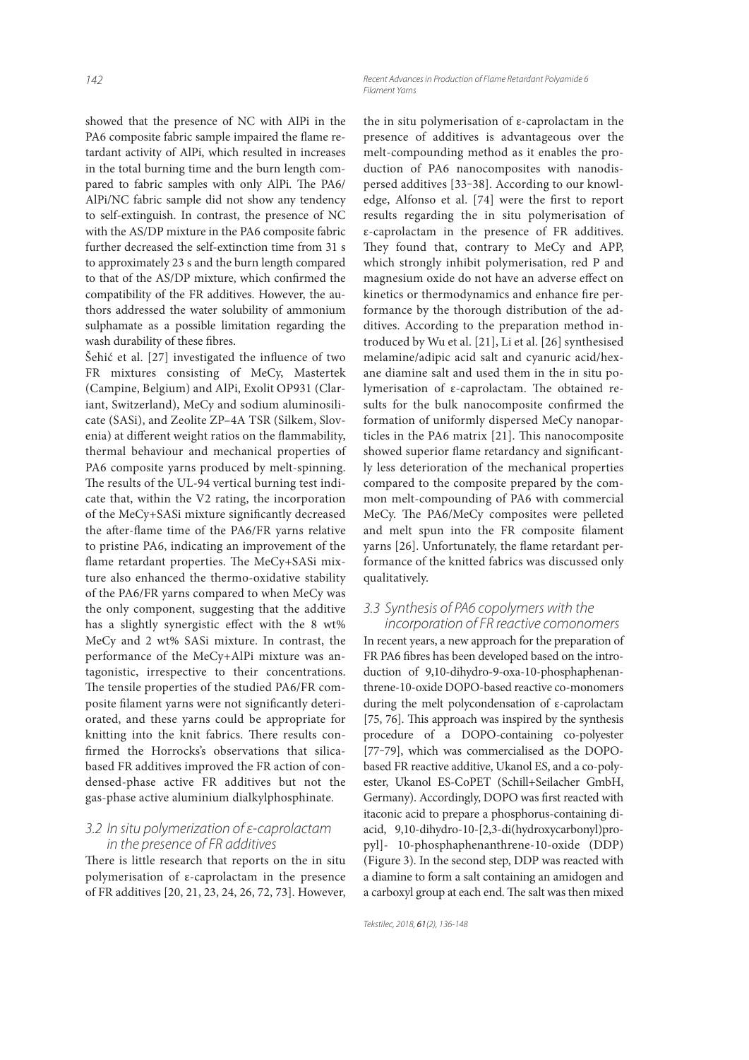showed that the presence of NC with AlPi in the PA6 composite fabric sample impaired the flame retardant activity of AlPi, which resulted in increases in the total burning time and the burn length compared to fabric samples with only AlPi. The PA6/AlPi/NC fabric sample did not show any tendency to self-extinguish. In contrast, the presence of NC with the AS/DP mixture in the PA6 composite fabric further decreased the self-extinction time from 31 s to approximately 23 s and the burn length compared to that of the AS/DP mixture, which confirmed the compatibility of the FR additives. However, the authors addressed the water solubility of ammonium sulphamate as a possible limitation regarding the wash durability of these fibres.

Šehić et al. [27] investigated the influence of two FR mixtures consisting of MeCy, Mastertek (Campine, Belgium) and AlPi, Exolit OP931 (Clariant, Switzerland), MeCy and sodium aluminosilicate (SASi), and Zeolite ZP–4A TSR (Silkem, Slovenia) at different weight ratios on the flammability, thermal behaviour and mechanical properties of PA6 composite yarns produced by melt-spinning. The results of the UL-94 vertical burning test indicate that, within the V2 rating, the incorporation of the MeCy+SASi mixture significantly decreased the after-flame time of the PA6/FR yarns relative to pristine PA6, indicating an improvement of the flame retardant properties. The MeCy+SASi mixture also enhanced the thermo-oxidative stability of the PA6/FR yarns compared to when MeCy was the only component, suggesting that the additive has a slightly synergistic effect with the 8 wt% MeCy and 2 wt% SASi mixture. In contrast, the performance of the MeCy+AlPi mixture was antagonistic, irrespective to their concentrations. The tensile properties of the studied PA6/FR composite filament yarns were not significantly deteriorated, and these yarns could be appropriate for knitting into the knit fabrics. There results confirmed the Horrocks's observations that silica-based FR additives improved the FR action of condensed-phase active FR additives but not the gas-phase active aluminium dialkylphosphinate.

## 3.2 In situ polymerization of ε-caprolactam in the presence of FR additives

There is little research that reports on the in situ polymerisation of ε-caprolactam in the presence of FR additives [20, 21, 23, 24, 26, 72, 73]. However, the in situ polymerisation of ε-caprolactam in the presence of additives is advantageous over the melt-compounding method as it enables the production of PA6 nanocomposites with nanodispersed additives [33–38]. According to our knowledge, Alfonso et al. [74] were the first to report results regarding the in situ polymerisation of ε-caprolactam in the presence of FR additives. They found that, contrary to MeCy and APP, which strongly inhibit polymerisation, red P and magnesium oxide do not have an adverse effect on kinetics or thermodynamics and enhance fire performance by the thorough distribution of the additives. According to the preparation method introduced by Wu et al. [21], Li et al. [26] synthesised melamine/adipic acid salt and cyanuric acid/hexane diamine salt and used them in the in situ polymerisation of ε-caprolactam. The obtained results for the bulk nanocomposite confirmed the formation of uniformly dispersed MeCy nanoparticles in the PA6 matrix [21]. This nanocomposite showed superior flame retardancy and significantly less deterioration of the mechanical properties compared to the composite prepared by the common melt-compounding of PA6 with commercial MeCy. The PA6/MeCy composites were pelleted and melt spun into the FR composite filament yarns [26]. Unfortunately, the flame retardant performance of the knitted fabrics was discussed only qualitatively.

## 3.3 Synthesis of PA6 copolymers with the incorporation of FR reactive comonomers

In recent years, a new approach for the preparation of FR PA6 fibres has been developed based on the introduction of 9,10-dihydro-9-oxa-10-phosphaphenanthrene-10-oxide DOPO-based reactive co-monomers during the melt polycondensation of ε-caprolactam [75, 76]. This approach was inspired by the synthesis procedure of a DOPO-containing co-polyester [77–79], which was commercialised as the DOPO-based FR reactive additive, Ukanol ES, and a co-polyester, Ukanol ES-CoPET (Schill+Seilacher GmbH, Germany). Accordingly, DOPO was first reacted with itaconic acid to prepare a phosphorus-containing diacid, 9,10-dihydro-10-[2,3-di(hydroxycarbonyl)propyl]- 10-phosphaphenanthrene-10-oxide (DDP) (Figure 3). In the second step, DDP was reacted with a diamine to form a salt containing an amidogen and a carboxyl group at each end. The salt was then mixed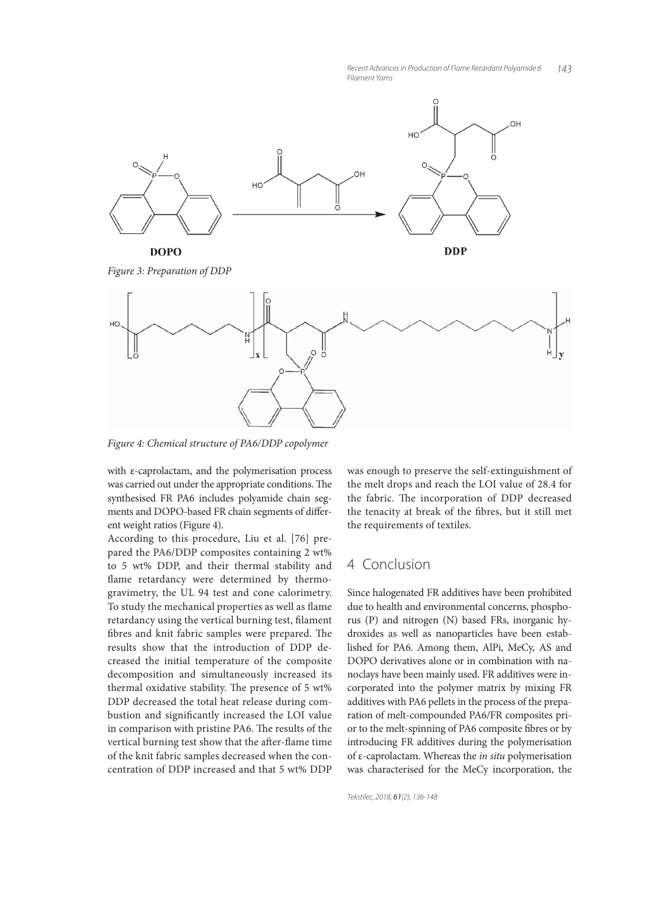Figure 3: Preparation of DDP

Figure 4: Chemical structure of PA6/DDP copolymer

with ε-caprolactam, and the polymerisation process was carried out under the appropriate conditions. The synthesised FR PA6 includes polyamide chain segments and DOPO-based FR chain segments of different weight ratios (Figure 4).

According to this procedure, Liu et al. [76] prepared the PA6/DDP composites containing 2 wt% to 5 wt% DDP, and their thermal stability and flame retardancy were determined by thermogravimetry, the UL 94 test and cone calorimetry. To study the mechanical properties as well as flame retardancy using the vertical burning test, filament fibres and knit fabric samples were prepared. The results show that the introduction of DDP decreased the initial temperature of the composite decomposition and simultaneously increased its thermal oxidative stability. The presence of 5 wt% DDP decreased the total heat release during combustion and significantly increased the LOI value in comparison with pristine PA6. The results of the vertical burning test show that the after-flame time of the knit fabric samples decreased when the concentration of DDP increased and that 5 wt% DDP was enough to preserve the self-extinguishment of the melt drops and reach the LOI value of 28.4 for the fabric. The incorporation of DDP decreased the tenacity at break of the fibres, but it still met the requirements of textiles.

## 4 Conclusion

Since halogenated FR additives have been prohibited due to health and environmental concerns, phosphorus (P) and nitrogen (N) based FRs, inorganic hydroxides as well as nanoparticles have been established for PA6. Among them, AlPi, MeCy, AS and DOPO derivatives alone or in combination with nanoclays have been mainly used. FR additives were incorporated into the polymer matrix by mixing FR additives with PA6 pellets in the process of the preparation of melt-compounded PA6/FR composites prior to the melt-spinning of PA6 composite fibres or by introducing FR additives during the polymerisation of ε-caprolactam. Whereas the *in situ* polymerisation was characterised for the MeCy incorporation, the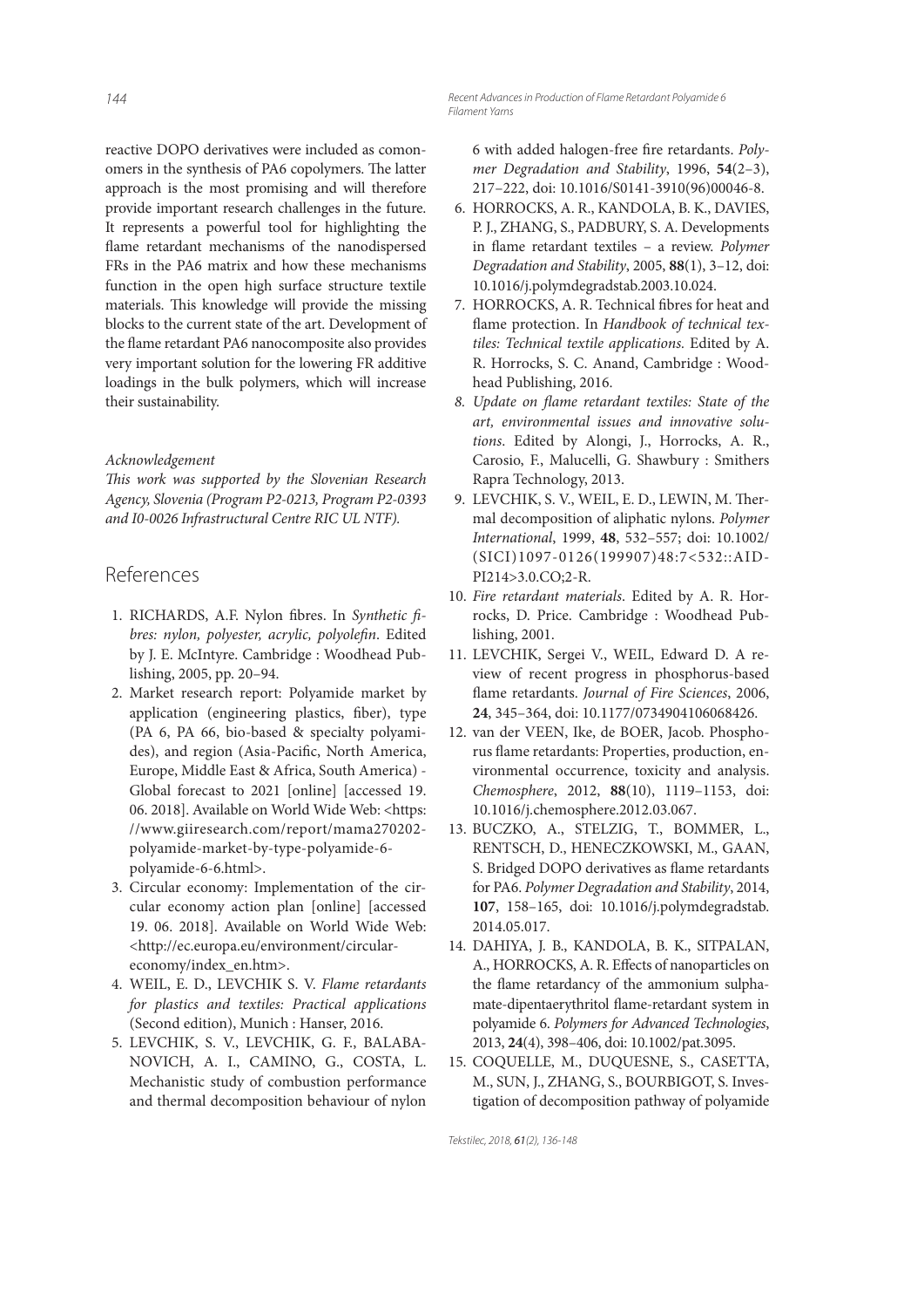reactive DOPO derivatives were included as comonomers in the synthesis of PA6 copolymers. The latter approach is the most promising and will therefore provide important research challenges in the future. It represents a powerful tool for highlighting the flame retardant mechanisms of the nanodispersed FRs in the PA6 matrix and how these mechanisms function in the open high surface structure textile materials. This knowledge will provide the missing blocks to the current state of the art. Development of the flame retardant PA6 nanocomposite also provides very important solution for the lowering FR additive loadings in the bulk polymers, which will increase their sustainability.

*Acknowledgement*

*This work was supported by the Slovenian Research Agency, Slovenia (Program P2-0213, Program P2-0393 and I0-0026 Infrastructural Centre RIC UL NTF).*

## References

1. RICHARDS, A.F. Nylon fibres. In *Synthetic fibres: nylon, polyester, acrylic, polyolefin*. Edited by J. E. McIntyre. Cambridge : Woodhead Publishing, 2005, pp. 20–94.
2. Market research report: Polyamide market by application (engineering plastics, fiber), type (PA 6, PA 66, bio-based & specialty polyamides), and region (Asia-Pacific, North America, Europe, Middle East & Africa, South America) - Global forecast to 2021 [online] [accessed 19. 06. 2018]. Available on World Wide Web: <https://www.giiresearch.com/report/mama270202-polyamide-market-by-type-polyamide-6-polyamide-6-6.html>.
3. Circular economy: Implementation of the circular economy action plan [online] [accessed 19. 06. 2018]. Available on World Wide Web: <http://ec.europa.eu/environment/circular-economy/index_en.htm>.
4. WEIL, E. D., LEVCHIK S. V. *Flame retardants for plastics and textiles: Practical applications* (Second edition), Munich : Hanser, 2016.
5. LEVCHIK, S. V., LEVCHIK, G. F., BALABANOVICH, A. I., CAMINO, G., COSTA, L. Mechanistic study of combustion performance and thermal decomposition behaviour of nylon 6 with added halogen-free fire retardants. *Polymer Degradation and Stability*, 1996, **54**(2–3), 217–222, doi: 10.1016/S0141-3910(96)00046-8.
6. HORROCKS, A. R., KANDOLA, B. K., DAVIES, P. J., ZHANG, S., PADBURY, S. A. Developments in flame retardant textiles – a review. *Polymer Degradation and Stability*, 2005, **88**(1), 3–12, doi: 10.1016/j.polymdegradstab.2003.10.024.
7. HORROCKS, A. R. Technical fibres for heat and flame protection. In *Handbook of technical textiles: Technical textile applications*. Edited by A. R. Horrocks, S. C. Anand, Cambridge : Woodhead Publishing, 2016.
8. *Update on flame retardant textiles: State of the art, environmental issues and innovative solutions*. Edited by Alongi, J., Horrocks, A. R., Carosio, F., Malucelli, G. Shawbury : Smithers Rapra Technology, 2013.
9. LEVCHIK, S. V., WEIL, E. D., LEWIN, M. Thermal decomposition of aliphatic nylons. *Polymer International*, 1999, **48**, 532–557; doi: 10.1002/(SICI)1097-0126(199907)48:7<532::AID-PI214>3.0.CO;2-R.
10. *Fire retardant materials*. Edited by A. R. Horrocks, D. Price. Cambridge : Woodhead Publishing, 2001.
11. LEVCHIK, Sergei V., WEIL, Edward D. A review of recent progress in phosphorus-based flame retardants. *Journal of Fire Sciences*, 2006, **24**, 345–364, doi: 10.1177/0734904106068426.
12. van der VEEN, Ike, de BOER, Jacob. Phosphorus flame retardants: Properties, production, environmental occurrence, toxicity and analysis. *Chemosphere*, 2012, **88**(10), 1119–1153, doi: 10.1016/j.chemosphere.2012.03.067.
13. BUCZKO, A., STELZIG, T., BOMMER, L., RENTSCH, D., HENECZKOWSKI, M., GAAN, S. Bridged DOPO derivatives as flame retardants for PA6. *Polymer Degradation and Stability*, 2014, **107**, 158–165, doi: 10.1016/j.polymdegradstab.2014.05.017.
14. DAHIYA, J. B., KANDOLA, B. K., SITPALAN, A., HORROCKS, A. R. Effects of nanoparticles on the flame retardancy of the ammonium sulphamate-dipentaerythritol flame-retardant system in polyamide 6. *Polymers for Advanced Technologies*, 2013, **24**(4), 398–406, doi: 10.1002/pat.3095.
15. COQUELLE, M., DUQUESNE, S., CASETTA, M., SUN, J., ZHANG, S., BOURBIGOT, S. Investigation of decomposition pathway of polyamide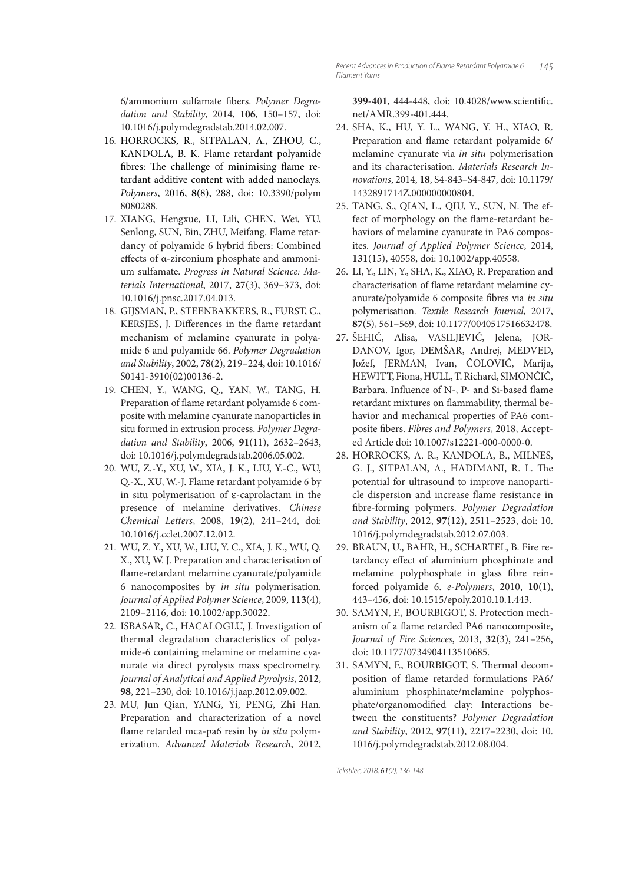6/ammonium sulfamate fibers. *Polymer Degradation and Stability*, 2014, **106**, 150–157, doi: 10.1016/j.polymdegradstab.2014.02.007.

16. HORROCKS, R., SITPALAN, A., ZHOU, C., KANDOLA, B. K. Flame retardant polyamide fibres: The challenge of minimising flame retardant additive content with added nanoclays. *Polymers*, 2016, **8**(8), 288, doi: 10.3390/polym8080288.
17. XIANG, Hengxue, LI, Lili, CHEN, Wei, YU, Senlong, SUN, Bin, ZHU, Meifang. Flame retardancy of polyamide 6 hybrid fibers: Combined effects of α-zirconium phosphate and ammonium sulfamate. *Progress in Natural Science: Materials International*, 2017, **27**(3), 369–373, doi: 10.1016/j.pnsc.2017.04.013.
18. GIJSMAN, P., STEENBAKKERS, R., FURST, C., KERSJES, J. Differences in the flame retardant mechanism of melamine cyanurate in polyamide 6 and polyamide 66. *Polymer Degradation and Stability*, 2002, **78**(2), 219–224, doi: 10.1016/S0141-3910(02)00136-2.
19. CHEN, Y., WANG, Q., YAN, W., TANG, H. Preparation of flame retardant polyamide 6 composite with melamine cyanurate nanoparticles in situ formed in extrusion process. *Polymer Degradation and Stability*, 2006, **91**(11), 2632–2643, doi: 10.1016/j.polymdegradstab.2006.05.002.
20. WU, Z.-Y., XU, W., XIA, J. K., LIU, Y.-C., WU, Q.-X., XU, W.-J. Flame retardant polyamide 6 by in situ polymerisation of ε-caprolactam in the presence of melamine derivatives. *Chinese Chemical Letters*, 2008, **19**(2), 241–244, doi: 10.1016/j.cclet.2007.12.012.
21. WU, Z. Y., XU, W., LIU, Y. C., XIA, J. K., WU, Q. X., XU, W. J. Preparation and characterisation of flame-retardant melamine cyanurate/polyamide 6 nanocomposites by *in situ* polymerisation. *Journal of Applied Polymer Science*, 2009, **113**(4), 2109–2116, doi: 10.1002/app.30022.
22. ISBASAR, C., HACALOGLU, J. Investigation of thermal degradation characteristics of polyamide-6 containing melamine or melamine cyanurate via direct pyrolysis mass spectrometry. *Journal of Analytical and Applied Pyrolysis*, 2012, **98**, 221–230, doi: 10.1016/j.jaap.2012.09.002.
23. MU, Jun Qian, YANG, Yi, PENG, Zhi Han. Preparation and characterization of a novel flame retarded mca-pa6 resin by *in situ* polymerization. *Advanced Materials Research*, 2012, **399-401**, 444-448, doi: 10.4028/www.scientific.net/AMR.399-401.444.
24. SHA, K., HU, Y. L., WANG, Y. H., XIAO, R. Preparation and flame retardant polyamide 6/melamine cyanurate via *in situ* polymerisation and its characterisation. *Materials Research Innovations*, 2014, **18**, S4-843–S4-847, doi: 10.1179/1432891714Z.000000000804.
25. TANG, S., QIAN, L., QIU, Y., SUN, N. The effect of morphology on the flame-retardant behaviors of melamine cyanurate in PA6 composites. *Journal of Applied Polymer Science*, 2014, **131**(15), 40558, doi: 10.1002/app.40558.
26. LI, Y., LIN, Y., SHA, K., XIAO, R. Preparation and characterisation of flame retardant melamine cyanurate/polyamide 6 composite fibres via *in situ* polymerisation. *Textile Research Journal*, 2017, **87**(5), 561–569, doi: 10.1177/0040517516632478.
27. ŠEHIĆ, Alisa, VASILJEVIĆ, Jelena, JORDANOV, Igor, DEMŠAR, Andrej, MEDVED, Jožef, JERMAN, Ivan, ČOLOVIĆ, Marija, HEWITT, Fiona, HULL, T. Richard, SIMONČIČ, Barbara. Influence of N-, P- and Si-based flame retardant mixtures on flammability, thermal behavior and mechanical properties of PA6 composite fibers. *Fibres and Polymers*, 2018, Accepted Article doi: 10.1007/s12221-000-0000-0.
28. HORROCKS, A. R., KANDOLA, B., MILNES, G. J., SITPALAN, A., HADIMANI, R. L. The potential for ultrasound to improve nanoparticle dispersion and increase flame resistance in fibre-forming polymers. *Polymer Degradation and Stability*, 2012, **97**(12), 2511–2523, doi: 10.1016/j.polymdegradstab.2012.07.003.
29. BRAUN, U., BAHR, H., SCHARTEL, B. Fire retardancy effect of aluminium phosphinate and melamine polyphosphate in glass fibre reinforced polyamide 6. *e-Polymers*, 2010, **10**(1), 443–456, doi: 10.1515/epoly.2010.10.1.443.
30. SAMYN, F., BOURBIGOT, S. Protection mechanism of a flame retarded PA6 nanocomposite, *Journal of Fire Sciences*, 2013, **32**(3), 241–256, doi: 10.1177/0734904113510685.
31. SAMYN, F., BOURBIGOT, S. Thermal decomposition of flame retarded formulations PA6/aluminium phosphinate/melamine polyphosphate/organomodified clay: Interactions between the constituents? *Polymer Degradation and Stability*, 2012, **97**(11), 2217–2230, doi: 10.1016/j.polymdegradstab.2012.08.004.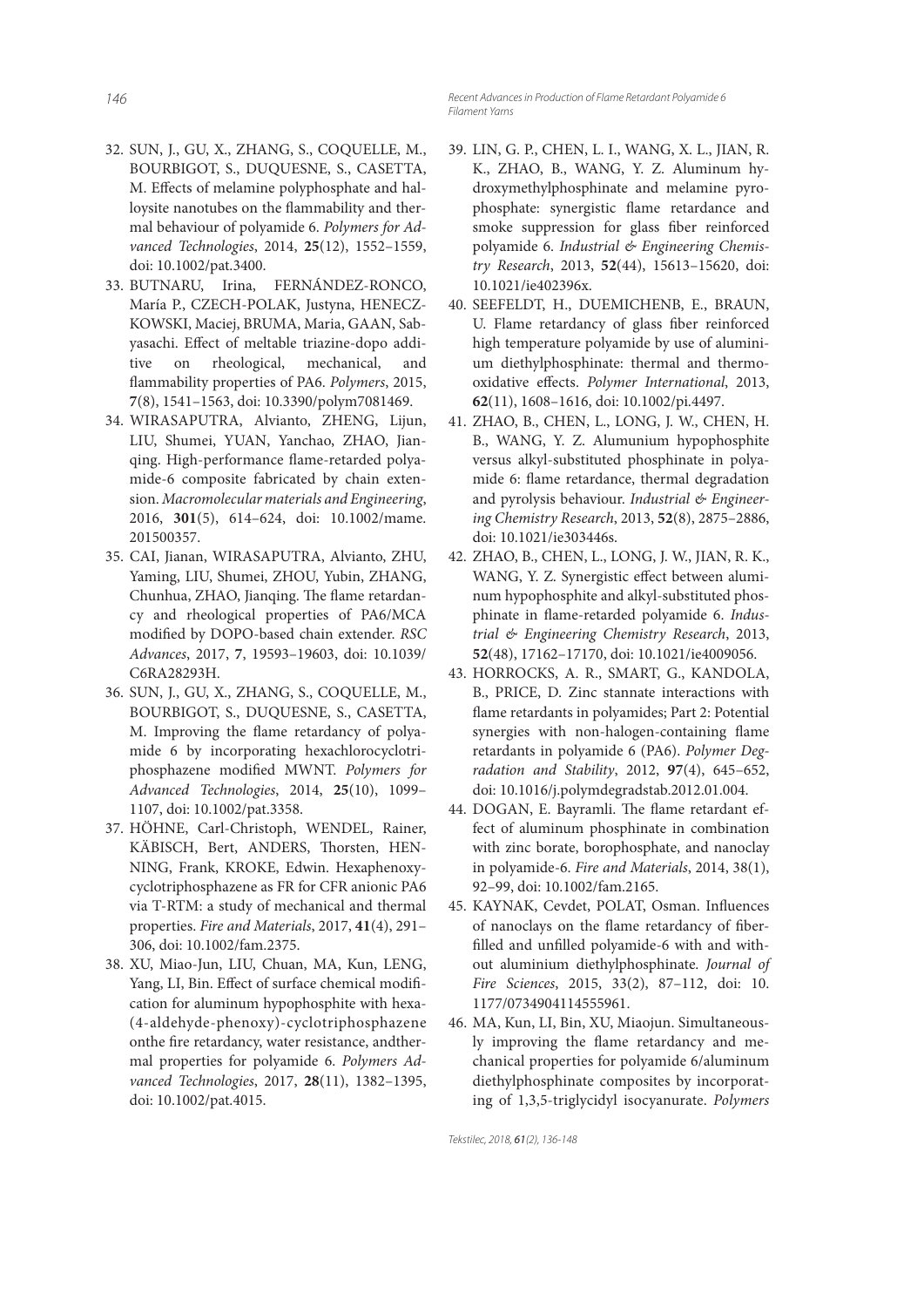32. SUN, J., GU, X., ZHANG, S., COQUELLE, M., BOURBIGOT, S., DUQUESNE, S., CASETTA, M. Effects of melamine polyphosphate and halloysite nanotubes on the flammability and thermal behaviour of polyamide 6. *Polymers for Advanced Technologies*, 2014, **25**(12), 1552–1559, doi: 10.1002/pat.3400.
33. BUTNARU, Irina, FERNÁNDEZ-RONCO, María P., CZECH-POLAK, Justyna, HENECZKOWSKI, Maciej, BRUMA, Maria, GAAN, Sabyasachi. Effect of meltable triazine-dopo additive on rheological, mechanical, and flammability properties of PA6. *Polymers*, 2015, **7**(8), 1541–1563, doi: 10.3390/polym7081469.
34. WIRASAPUTRA, Alvianto, ZHENG, Lijun, LIU, Shumei, YUAN, Yanchao, ZHAO, Jianqing. High-performance flame-retarded polyamide-6 composite fabricated by chain extension. *Macromolecular materials and Engineering*, 2016, **301**(5), 614–624, doi: 10.1002/mame.201500357.
35. CAI, Jianan, WIRASAPUTRA, Alvianto, ZHU, Yaming, LIU, Shumei, ZHOU, Yubin, ZHANG, Chunhua, ZHAO, Jianqing. The flame retardancy and rheological properties of PA6/MCA modified by DOPO-based chain extender. *RSC Advances*, 2017, **7**, 19593–19603, doi: 10.1039/C6RA28293H.
36. SUN, J., GU, X., ZHANG, S., COQUELLE, M., BOURBIGOT, S., DUQUESNE, S., CASETTA, M. Improving the flame retardancy of polyamide 6 by incorporating hexachlorocyclotriphosphazene modified MWNT. *Polymers for Advanced Technologies*, 2014, **25**(10), 1099–1107, doi: 10.1002/pat.3358.
37. HÖHNE, Carl-Christoph, WENDEL, Rainer, KÄBISCH, Bert, ANDERS, Thorsten, HENNING, Frank, KROKE, Edwin. Hexaphenoxycyclotriphosphazene as FR for CFR anionic PA6 via T-RTM: a study of mechanical and thermal properties. *Fire and Materials*, 2017, **41**(4), 291–306, doi: 10.1002/fam.2375.
38. XU, Miao-Jun, LIU, Chuan, MA, Kun, LENG, Yang, LI, Bin. Effect of surface chemical modification for aluminum hypophosphite with hexa-(4-aldehyde-phenoxy)-cyclotriphosphazene onthe fire retardancy, water resistance, andthermal properties for polyamide 6. *Polymers Advanced Technologies*, 2017, **28**(11), 1382–1395, doi: 10.1002/pat.4015.
39. LIN, G. P., CHEN, L. I., WANG, X. L., JIAN, R. K., ZHAO, B., WANG, Y. Z. Aluminum hydroxymethylphosphinate and melamine pyrophosphate: synergistic flame retardance and smoke suppression for glass fiber reinforced polyamide 6. *Industrial & Engineering Chemistry Research*, 2013, **52**(44), 15613–15620, doi: 10.1021/ie402396x.
40. SEEFELDT, H., DUEMICHENB, E., BRAUN, U. Flame retardancy of glass fiber reinforced high temperature polyamide by use of aluminium diethylphosphinate: thermal and thermo-oxidative effects. *Polymer International*, 2013, **62**(11), 1608–1616, doi: 10.1002/pi.4497.
41. ZHAO, B., CHEN, L., LONG, J. W., CHEN, H. B., WANG, Y. Z. Alumunium hypophosphite versus alkyl-substituted phosphinate in polyamide 6: flame retardance, thermal degradation and pyrolysis behaviour. *Industrial & Engineering Chemistry Research*, 2013, **52**(8), 2875–2886, doi: 10.1021/ie303446s.
42. ZHAO, B., CHEN, L., LONG, J. W., JIAN, R. K., WANG, Y. Z. Synergistic effect between aluminum hypophosphite and alkyl-substituted phosphinate in flame-retarded polyamide 6. *Industrial & Engineering Chemistry Research*, 2013, **52**(48), 17162–17170, doi: 10.1021/ie4009056.
43. HORROCKS, A. R., SMART, G., KANDOLA, B., PRICE, D. Zinc stannate interactions with flame retardants in polyamides; Part 2: Potential synergies with non-halogen-containing flame retardants in polyamide 6 (PA6). *Polymer Degradation and Stability*, 2012, **97**(4), 645–652, doi: 10.1016/j.polymdegradstab.2012.01.004.
44. DOGAN, E. Bayramli. The flame retardant effect of aluminum phosphinate in combination with zinc borate, borophosphate, and nanoclay in polyamide-6. *Fire and Materials*, 2014, 38(1), 92–99, doi: 10.1002/fam.2165.
45. KAYNAK, Cevdet, POLAT, Osman. Influences of nanoclays on the flame retardancy of fiber-filled and unfilled polyamide-6 with and without aluminium diethylphosphinate. *Journal of Fire Sciences*, 2015, 33(2), 87–112, doi: 10.1177/0734904114555961.
46. MA, Kun, LI, Bin, XU, Miaojun. Simultaneously improving the flame retardancy and mechanical properties for polyamide 6/aluminum diethylphosphinate composites by incorporating of 1,3,5-triglycidyl isocyanurate. *Polymers*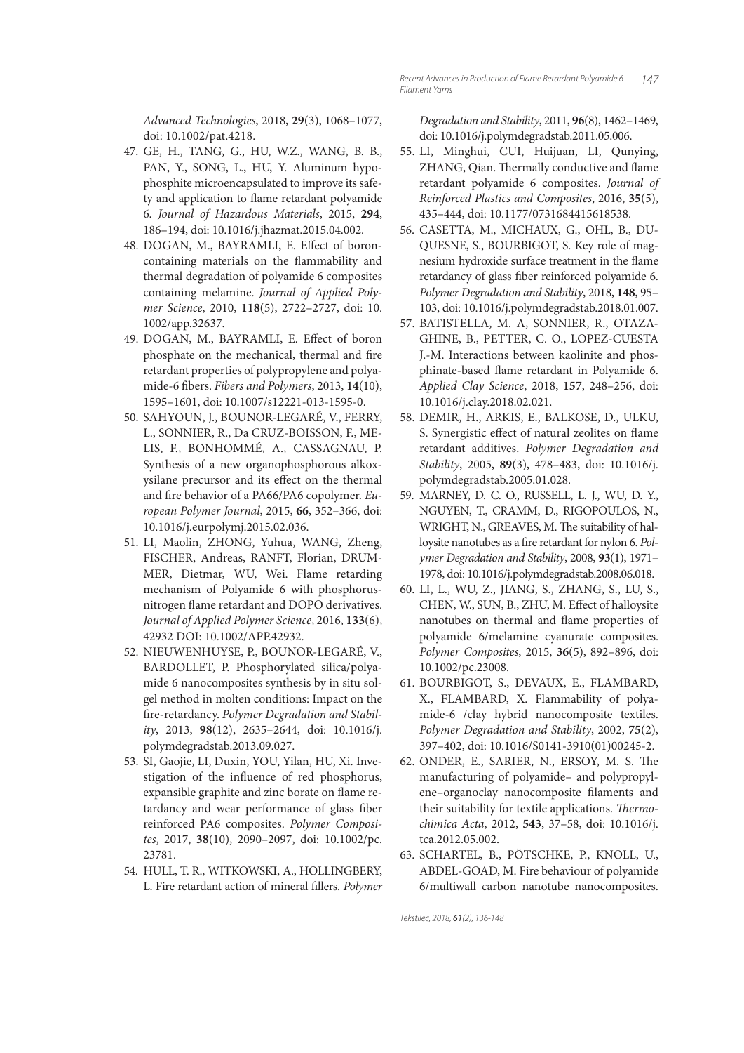*Advanced Technologies*, 2018, **29**(3), 1068–1077, doi: 10.1002/pat.4218.

47. GE, H., TANG, G., HU, W.Z., WANG, B. B., PAN, Y., SONG, L., HU, Y. Aluminum hypophosphite microencapsulated to improve its safety and application to flame retardant polyamide 6. *Journal of Hazardous Materials*, 2015, **294**, 186–194, doi: 10.1016/j.jhazmat.2015.04.002.
48. DOGAN, M., BAYRAMLI, E. Effect of boron-containing materials on the flammability and thermal degradation of polyamide 6 composites containing melamine. *Journal of Applied Polymer Science*, 2010, **118**(5), 2722–2727, doi: 10.1002/app.32637.
49. DOGAN, M., BAYRAMLI, E. Effect of boron phosphate on the mechanical, thermal and fire retardant properties of polypropylene and polyamide-6 fibers. *Fibers and Polymers*, 2013, **14**(10), 1595–1601, doi: 10.1007/s12221-013-1595-0.
50. SAHYOUN, J., BOUNOR-LEGARÉ, V., FERRY, L., SONNIER, R., Da CRUZ-BOISSON, F., MELIS, F., BONHOMMÉ, A., CASSAGNAU, P. Synthesis of a new organophosphorous alkoxysilane precursor and its effect on the thermal and fire behavior of a PA66/PA6 copolymer. *European Polymer Journal*, 2015, **66**, 352–366, doi: 10.1016/j.eurpolymj.2015.02.036.
51. LI, Maolin, ZHONG, Yuhua, WANG, Zheng, FISCHER, Andreas, RANFT, Florian, DRUMMER, Dietmar, WU, Wei. Flame retarding mechanism of Polyamide 6 with phosphorus-nitrogen flame retardant and DOPO derivatives. *Journal of Applied Polymer Science*, 2016, **133**(6), 42932 DOI: 10.1002/APP.42932.
52. NIEUWENHUYSE, P., BOUNOR-LEGARÉ, V., BARDOLLET, P. Phosphorylated silica/polyamide 6 nanocomposites synthesis by in situ sol-gel method in molten conditions: Impact on the fire-retardancy. *Polymer Degradation and Stability*, 2013, **98**(12), 2635–2644, doi: 10.1016/j.polymdegradstab.2013.09.027.
53. SI, Gaojie, LI, Duxin, YOU, Yilan, HU, Xi. Investigation of the influence of red phosphorus, expansible graphite and zinc borate on flame retardancy and wear performance of glass fiber reinforced PA6 composites. *Polymer Composites*, 2017, **38**(10), 2090–2097, doi: 10.1002/pc.23781.
54. HULL, T. R., WITKOWSKI, A., HOLLINGBERY, L. Fire retardant action of mineral fillers. *Polymer Degradation and Stability*, 2011, **96**(8), 1462–1469, doi: 10.1016/j.polymdegradstab.2011.05.006.
55. LI, Minghui, CUI, Huijuan, LI, Qunying, ZHANG, Qian. Thermally conductive and flame retardant polyamide 6 composites. *Journal of Reinforced Plastics and Composites*, 2016, **35**(5), 435–444, doi: 10.1177/0731684415618538.
56. CASETTA, M., MICHAUX, G., OHL, B., DUQUESNE, S., BOURBIGOT, S. Key role of magnesium hydroxide surface treatment in the flame retardancy of glass fiber reinforced polyamide 6. *Polymer Degradation and Stability*, 2018, **148**, 95–103, doi: 10.1016/j.polymdegradstab.2018.01.007.
57. BATISTELLA, M. A, SONNIER, R., OTAZAGHINE, B., PETTER, C. O., LOPEZ-CUESTA J.-M. Interactions between kaolinite and phosphinate-based flame retardant in Polyamide 6. *Applied Clay Science*, 2018, **157**, 248–256, doi: 10.1016/j.clay.2018.02.021.
58. DEMIR, H., ARKIS, E., BALKOSE, D., ULKU, S. Synergistic effect of natural zeolites on flame retardant additives. *Polymer Degradation and Stability*, 2005, **89**(3), 478–483, doi: 10.1016/j.polymdegradstab.2005.01.028.
59. MARNEY, D. C. O., RUSSELL, L. J., WU, D. Y., NGUYEN, T., CRAMM, D., RIGOPOULOS, N., WRIGHT, N., GREAVES, M. The suitability of halloysite nanotubes as a fire retardant for nylon 6. *Polymer Degradation and Stability*, 2008, **93**(1), 1971–1978, doi: 10.1016/j.polymdegradstab.2008.06.018.
60. LI, L., WU, Z., JIANG, S., ZHANG, S., LU, S., CHEN, W., SUN, B., ZHU, M. Effect of halloysite nanotubes on thermal and flame properties of polyamide 6/melamine cyanurate composites. *Polymer Composites*, 2015, **36**(5), 892–896, doi: 10.1002/pc.23008.
61. BOURBIGOT, S., DEVAUX, E., FLAMBARD, X., FLAMBARD, X. Flammability of polyamide-6 /clay hybrid nanocomposite textiles. *Polymer Degradation and Stability*, 2002, **75**(2), 397–402, doi: 10.1016/S0141-3910(01)00245-2.
62. ONDER, E., SARIER, N., ERSOY, M. S. The manufacturing of polyamide– and polypropylene–organoclay nanocomposite filaments and their suitability for textile applications. *Thermochimica Acta*, 2012, **543**, 37–58, doi: 10.1016/j.tca.2012.05.002.
63. SCHARTEL, B., PÖTSCHKE, P., KNOLL, U., ABDEL-GOAD, M. Fire behaviour of polyamide 6/multiwall carbon nanotube nanocomposites.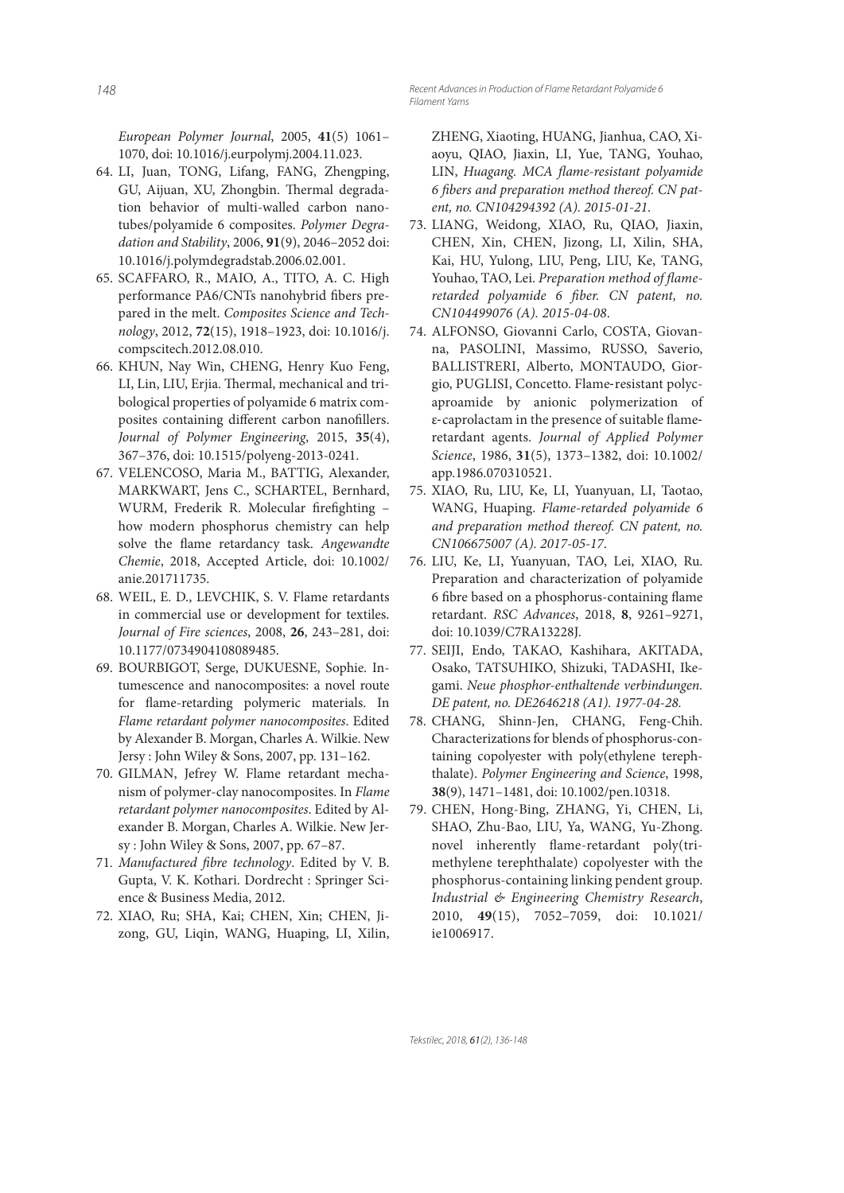*European Polymer Journal*, 2005, **41**(5) 1061–1070, doi: 10.1016/j.eurpolymj.2004.11.023.

64. LI, Juan, TONG, Lifang, FANG, Zhengping, GU, Aijuan, XU, Zhongbin. Thermal degradation behavior of multi-walled carbon nanotubes/polyamide 6 composites. *Polymer Degradation and Stability*, 2006, **91**(9), 2046–2052 doi: 10.1016/j.polymdegradstab.2006.02.001.
65. SCAFFARO, R., MAIO, A., TITO, A. C. High performance PA6/CNTs nanohybrid fibers prepared in the melt. *Composites Science and Technology*, 2012, **72**(15), 1918–1923, doi: 10.1016/j.compscitech.2012.08.010.
66. KHUN, Nay Win, CHENG, Henry Kuo Feng, LI, Lin, LIU, Erjia. Thermal, mechanical and tribological properties of polyamide 6 matrix composites containing different carbon nanofillers. *Journal of Polymer Engineering*, 2015, **35**(4), 367–376, doi: 10.1515/polyeng-2013-0241.
67. VELENCOSO, Maria M., BATTIG, Alexander, MARKWART, Jens C., SCHARTEL, Bernhard, WURM, Frederik R. Molecular firefighting – how modern phosphorus chemistry can help solve the flame retardancy task. *Angewandte Chemie*, 2018, Accepted Article, doi: 10.1002/anie.201711735.
68. WEIL, E. D., LEVCHIK, S. V. Flame retardants in commercial use or development for textiles. *Journal of Fire sciences*, 2008, **26**, 243–281, doi: 10.1177/0734904108089485.
69. BOURBIGOT, Serge, DUKUESNE, Sophie. Intumescence and nanocomposites: a novel route for flame-retarding polymeric materials. In *Flame retardant polymer nanocomposites*. Edited by Alexander B. Morgan, Charles A. Wilkie. New Jersy : John Wiley & Sons, 2007, pp. 131–162.
70. GILMAN, Jefrey W. Flame retardant mechanism of polymer-clay nanocomposites. In *Flame retardant polymer nanocomposites*. Edited by Alexander B. Morgan, Charles A. Wilkie. New Jersy : John Wiley & Sons, 2007, pp. 67–87.
71. *Manufactured fibre technology*. Edited by V. B. Gupta, V. K. Kothari. Dordrecht : Springer Science & Business Media, 2012.
72. XIAO, Ru; SHA, Kai; CHEN, Xin; CHEN, Jizong, GU, Liqin, WANG, Huaping, LI, Xilin, ZHENG, Xiaoting, HUANG, Jianhua, CAO, Xiaoyu, QIAO, Jiaxin, LI, Yue, TANG, Youhao, LIN, Huagang. *MCA flame-resistant polyamide 6 fibers and preparation method thereof. CN patent, no. CN104294392 (A). 2015-01-21.*
73. LIANG, Weidong, XIAO, Ru, QIAO, Jiaxin, CHEN, Xin, CHEN, Jizong, LI, Xilin, SHA, Kai, HU, Yulong, LIU, Peng, LIU, Ke, TANG, Youhao, TAO, Lei. *Preparation method of flame-retarded polyamide 6 fiber. CN patent, no. CN104499076 (A). 2015-04-08.*
74. ALFONSO, Giovanni Carlo, COSTA, Giovanna, PASOLINI, Massimo, RUSSO, Saverio, BALLISTRERI, Alberto, MONTAUDO, Giorgio, PUGLISI, Concetto. Flame-resistant polycaproamide by anionic polymerization of ε-caprolactam in the presence of suitable flame-retardant agents. *Journal of Applied Polymer Science*, 1986, **31**(5), 1373–1382, doi: 10.1002/app.1986.070310521.
75. XIAO, Ru, LIU, Ke, LI, Yuanyuan, LI, Taotao, WANG, Huaping. *Flame-retarded polyamide 6 and preparation method thereof. CN patent, no. CN106675007 (A). 2017-05-17.*
76. LIU, Ke, LI, Yuanyuan, TAO, Lei, XIAO, Ru. Preparation and characterization of polyamide 6 fibre based on a phosphorus-containing flame retardant. *RSC Advances*, 2018, **8**, 9261–9271, doi: 10.1039/C7RA13228J.
77. SEIJI, Endo, TAKAO, Kashihara, AKITADA, Osako, TATSUHIKO, Shizuki, TADASHI, Ikegami. *Neue phosphor-enthaltende verbindungen. DE patent, no. DE2646218 (A1). 1977-04-28.*
78. CHANG, Shinn-Jen, CHANG, Feng-Chih. Characterizations for blends of phosphorus-containing copolyester with poly(ethylene terephthalate). *Polymer Engineering and Science*, 1998, **38**(9), 1471–1481, doi: 10.1002/pen.10318.
79. CHEN, Hong-Bing, ZHANG, Yi, CHEN, Li, SHAO, Zhu-Bao, LIU, Ya, WANG, Yu-Zhong. novel inherently flame-retardant poly(trimethylene terephthalate) copolyester with the phosphorus-containing linking pendent group. *Industrial & Engineering Chemistry Research*, 2010, **49**(15), 7052–7059, doi: 10.1021/ie1006917.